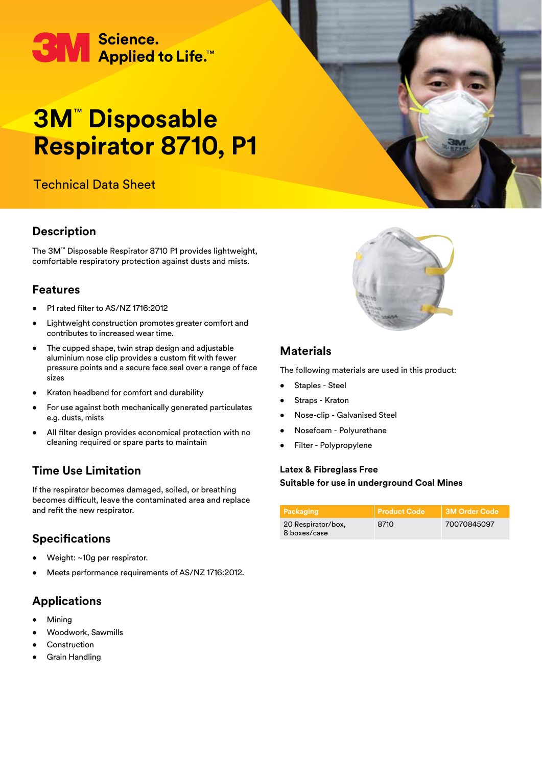3M Science. Applied to Life.™

# 3M™ Disposable Respirator 8710, P1

Technical Data Sheet

## Description

The 3M™ Disposable Respirator 8710 P1 provides lightweight, comfortable respiratory protection against dusts and mists.

## Features

- P1 rated filter to AS/NZ 1716:2012
- Lightweight construction promotes greater comfort and contributes to increased wear time.
- The cupped shape, twin strap design and adjustable aluminium nose clip provides a custom fit with fewer pressure points and a secure face seal over a range of face sizes
- Kraton headband for comfort and durability
- For use against both mechanically generated particulates e.g. dusts, mists
- All filter design provides economical protection with no cleaning required or spare parts to maintain

## Time Use Limitation

If the respirator becomes damaged, soiled, or breathing becomes difficult, leave the contaminated area and replace and refit the new respirator.

## Specifications

- Weight: ~10g per respirator.
- Meets performance requirements of AS/NZ 1716:2012.

## Applications

- Mining
- Woodwork, Sawmills
- Construction
- Grain Handling

## Materials

The following materials are used in this product:

- Staples - Steel
- Straps - Kraton
- Nose-clip - Galvanised Steel
- Nosefoam - Polyurethane
- Filter - Polypropylene

**Latex & Fibreglass Free**
**Suitable for use in underground Coal Mines**

| Packaging | Product Code | 3M Order Code |
| --- | --- | --- |
| 20 Respirator/box, 8 boxes/case | 8710 | 70070845097 |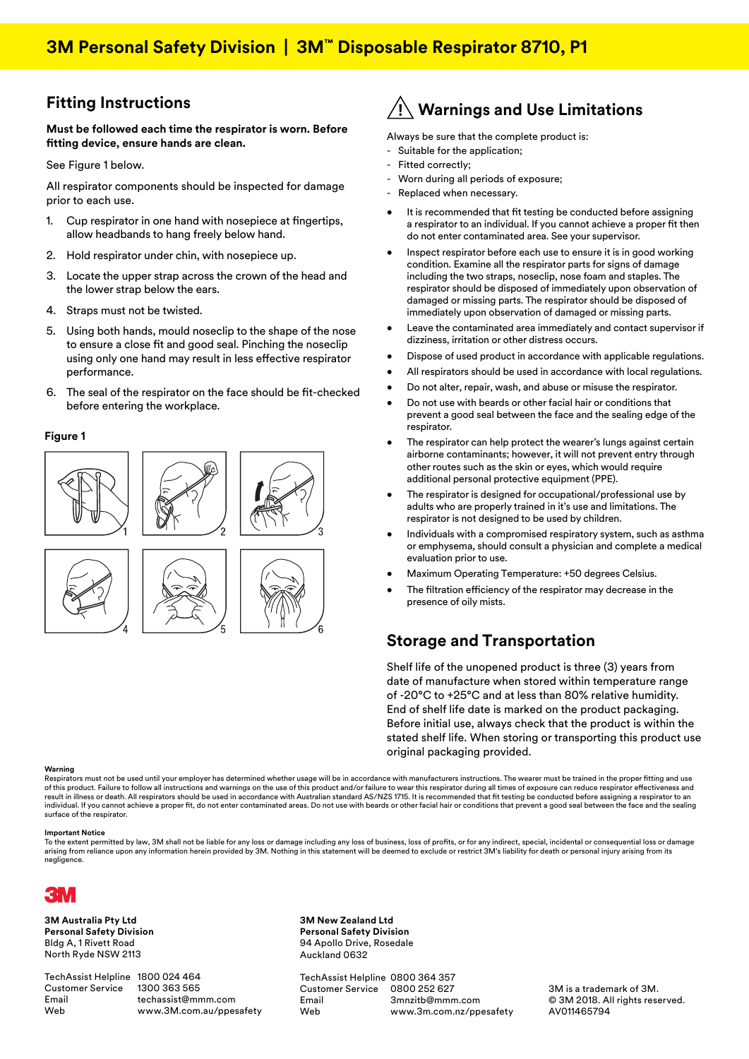# 3M Personal Safety Division | 3M™ Disposable Respirator 8710, P1

## Fitting Instructions

**Must be followed each time the respirator is worn. Before fitting device, ensure hands are clean.**

See Figure 1 below.

All respirator components should be inspected for damage prior to each use.

1. Cup respirator in one hand with nosepiece at fingertips, allow headbands to hang freely below hand.
2. Hold respirator under chin, with nosepiece up.
3. Locate the upper strap across the crown of the head and the lower strap below the ears.
4. Straps must not be twisted.
5. Using both hands, mould noseclip to the shape of the nose to ensure a close fit and good seal. Pinching the noseclip using only one hand may result in less effective respirator performance.
6. The seal of the respirator on the face should be fit-checked before entering the workplace.

**Figure 1**

1 2 3 4 5 6

## Warnings and Use Limitations

Always be sure that the complete product is:
- Suitable for the application;
- Fitted correctly;
- Worn during all periods of exposure;
- Replaced when necessary.

- It is recommended that fit testing be conducted before assigning a respirator to an individual. If you cannot achieve a proper fit then do not enter contaminated area. See your supervisor.
- Inspect respirator before each use to ensure it is in good working condition. Examine all the respirator parts for signs of damage including the two straps, noseclip, nose foam and staples. The respirator should be disposed of immediately upon observation of damaged or missing parts. The respirator should be disposed of immediately upon observation of damaged or missing parts.
- Leave the contaminated area immediately and contact supervisor if dizziness, irritation or other distress occurs.
- Dispose of used product in accordance with applicable regulations.
- All respirators should be used in accordance with local regulations.
- Do not alter, repair, wash, and abuse or misuse the respirator.
- Do not use with beards or other facial hair or conditions that prevent a good seal between the face and the sealing edge of the respirator.
- The respirator can help protect the wearer's lungs against certain airborne contaminants; however, it will not prevent entry through other routes such as the skin or eyes, which would require additional personal protective equipment (PPE).
- The respirator is designed for occupational/professional use by adults who are properly trained in it's use and limitations. The respirator is not designed to be used by children.
- Individuals with a compromised respiratory system, such as asthma or emphysema, should consult a physician and complete a medical evaluation prior to use.
- Maximum Operating Temperature: +50 degrees Celsius.
- The filtration efficiency of the respirator may decrease in the presence of oily mists.

## Storage and Transportation

Shelf life of the unopened product is three (3) years from date of manufacture when stored within temperature range of -20°C to +25°C and at less than 80% relative humidity. End of shelf life date is marked on the product packaging. Before initial use, always check that the product is within the stated shelf life. When storing or transporting this product use original packaging provided.

**Warning**

Respirators must not be used until your employer has determined whether usage will be in accordance with manufacturers instructions. The wearer must be trained in the proper fitting and use of this product. Failure to follow all instructions and warnings on the use of this product and/or failure to wear this respirator during all times of exposure can reduce respirator effectiveness and result in illness or death. All respirators should be used in accordance with Australian standard AS/NZS 1715. It is recommended that fit testing be conducted before assigning a respirator to an individual. If you cannot achieve a proper fit, do not enter contaminated areas. Do not use with beards or other facial hair or conditions that prevent a good seal between the face and the sealing surface of the respirator.

**Important Notice**

To the extent permitted by law, 3M shall not be liable for any loss or damage including any loss of business, loss of profits, or for any indirect, special, incidental or consequential loss or damage arising from reliance upon any information herein provided by 3M. Nothing in this statement will be deemed to exclude or restrict 3M's liability for death or personal injury arising from its negligence.

3M

**3M Australia Pty Ltd**
**Personal Safety Division**
Bldg A, 1 Rivett Road
North Ryde NSW 2113

| | |
|---|---|
| TechAssist Helpline | 1800 024 464 |
| Customer Service | 1300 363 565 |
| Email | techassist@mmm.com |
| Web | www.3M.com.au/ppesafety |

**3M New Zealand Ltd**
**Personal Safety Division**
94 Apollo Drive, Rosedale
Auckland 0632

| | |
|---|---|
| TechAssist Helpline | 0800 364 357 |
| Customer Service | 0800 252 627 |
| Email | 3mnzitb@mmm.com |
| Web | www.3m.com.nz/ppesafety |

3M is a trademark of 3M.
© 3M 2018. All rights reserved.
AV011465794